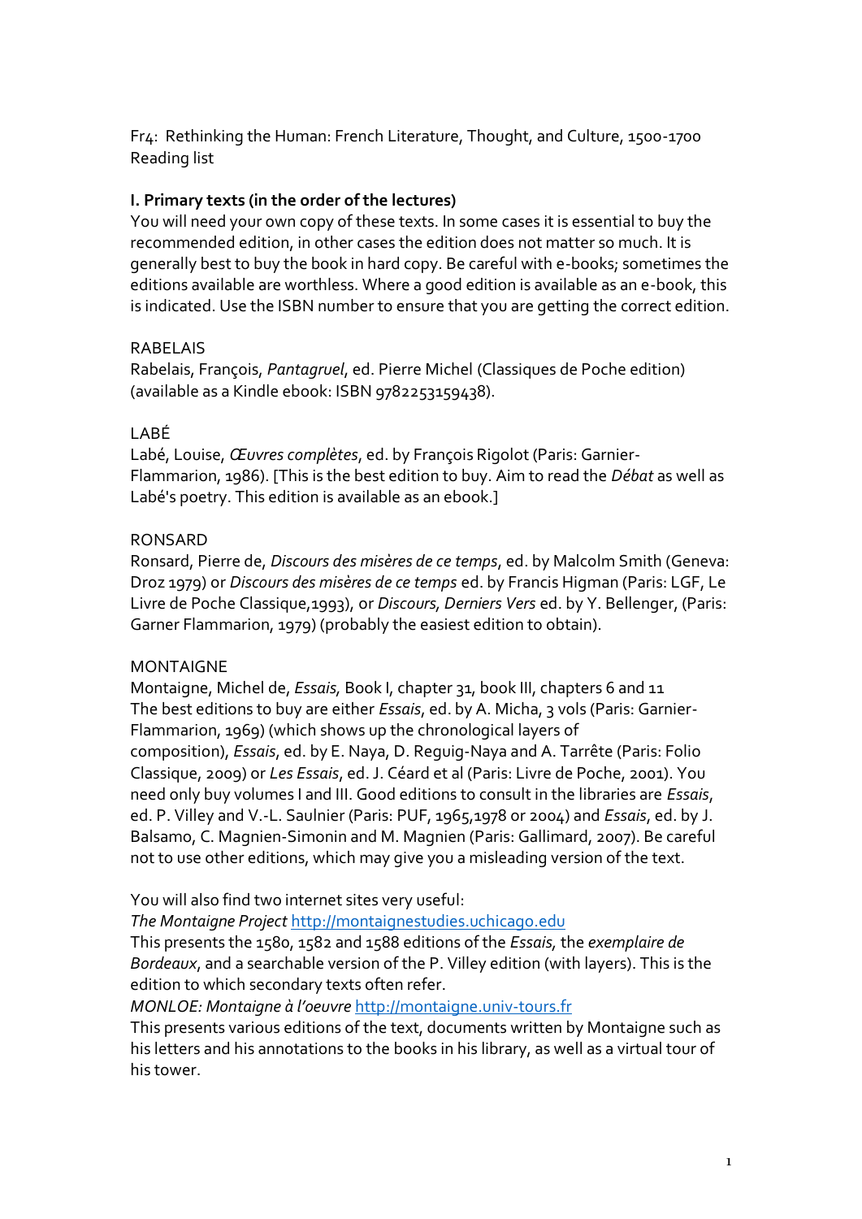Fr4: Rethinking the Human: French Literature, Thought, and Culture, 1500-1700
Reading list

## I. Primary texts (in the order of the lectures)

You will need your own copy of these texts. In some cases it is essential to buy the recommended edition, in other cases the edition does not matter so much. It is generally best to buy the book in hard copy. Be careful with e-books; sometimes the editions available are worthless. Where a good edition is available as an e-book, this is indicated. Use the ISBN number to ensure that you are getting the correct edition.

RABELAIS
Rabelais, François, *Pantagruel*, ed. Pierre Michel (Classiques de Poche edition) (available as a Kindle ebook: ISBN 9782253159438).

LABÉ
Labé, Louise, *Œuvres complètes*, ed. by François Rigolot (Paris: Garnier-Flammarion, 1986). [This is the best edition to buy. Aim to read the *Débat* as well as Labé's poetry. This edition is available as an ebook.]

RONSARD
Ronsard, Pierre de, *Discours des misères de ce temps*, ed. by Malcolm Smith (Geneva: Droz 1979) or *Discours des misères de ce temps* ed. by Francis Higman (Paris: LGF, Le Livre de Poche Classique,1993), or *Discours, Derniers Vers* ed. by Y. Bellenger, (Paris: Garner Flammarion, 1979) (probably the easiest edition to obtain).

MONTAIGNE
Montaigne, Michel de, *Essais*, Book I, chapter 31, book III, chapters 6 and 11
The best editions to buy are either *Essais*, ed. by A. Micha, 3 vols (Paris: Garnier-Flammarion, 1969) (which shows up the chronological layers of composition), *Essais*, ed. by E. Naya, D. Reguig-Naya and A. Tarrête (Paris: Folio Classique, 2009) or *Les Essais*, ed. J. Céard et al (Paris: Livre de Poche, 2001). You need only buy volumes I and III. Good editions to consult in the libraries are *Essais*, ed. P. Villey and V.-L. Saulnier (Paris: PUF, 1965,1978 or 2004) and *Essais*, ed. by J. Balsamo, C. Magnien-Simonin and M. Magnien (Paris: Gallimard, 2007). Be careful not to use other editions, which may give you a misleading version of the text.

You will also find two internet sites very useful:
*The Montaigne Project* http://montaignestudies.uchicago.edu
This presents the 1580, 1582 and 1588 editions of the *Essais*, the *exemplaire de Bordeaux*, and a searchable version of the P. Villey edition (with layers). This is the edition to which secondary texts often refer.
*MONLOE: Montaigne à l'oeuvre* http://montaigne.univ-tours.fr
This presents various editions of the text, documents written by Montaigne such as his letters and his annotations to the books in his library, as well as a virtual tour of his tower.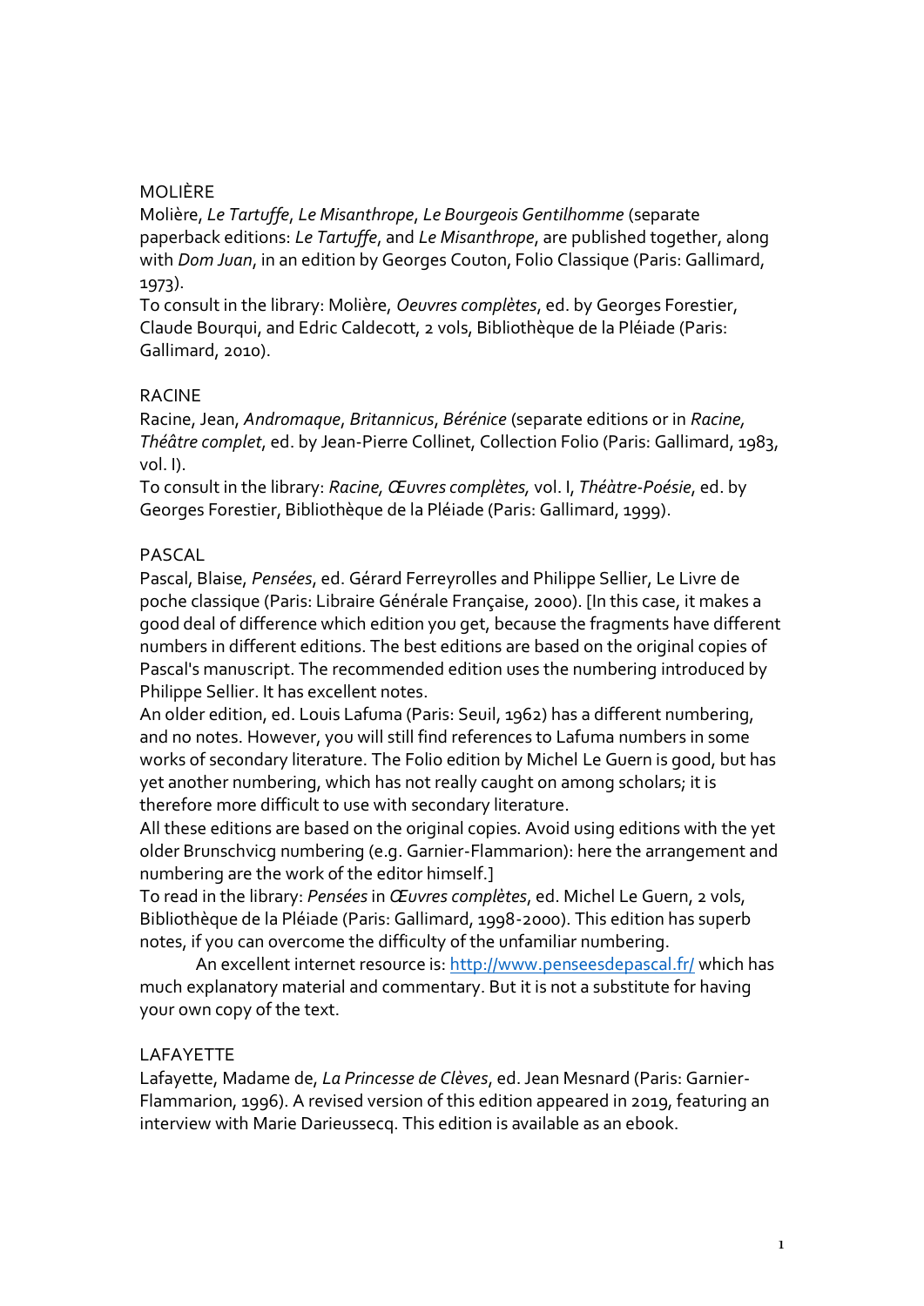MOLIÈRE

Molière, *Le Tartuffe*, *Le Misanthrope*, *Le Bourgeois Gentilhomme* (separate paperback editions: *Le Tartuffe*, and *Le Misanthrope*, are published together, along with *Dom Juan*, in an edition by Georges Couton, Folio Classique (Paris: Gallimard, 1973).

To consult in the library: Molière, *Oeuvres complètes*, ed. by Georges Forestier, Claude Bourqui, and Edric Caldecott, 2 vols, Bibliothèque de la Pléiade (Paris: Gallimard, 2010).

RACINE

Racine, Jean, *Andromaque*, *Britannicus*, *Bérénice* (separate editions or in *Racine, Théâtre complet*, ed. by Jean-Pierre Collinet, Collection Folio (Paris: Gallimard, 1983, vol. I).

To consult in the library: *Racine, Œuvres complètes,* vol. I, *Théàtre-Poésie*, ed. by Georges Forestier, Bibliothèque de la Pléiade (Paris: Gallimard, 1999).

PASCAL

Pascal, Blaise, *Pensées*, ed. Gérard Ferreyrolles and Philippe Sellier, Le Livre de poche classique (Paris: Libraire Générale Française, 2000). [In this case, it makes a good deal of difference which edition you get, because the fragments have different numbers in different editions. The best editions are based on the original copies of Pascal's manuscript. The recommended edition uses the numbering introduced by Philippe Sellier. It has excellent notes.

An older edition, ed. Louis Lafuma (Paris: Seuil, 1962) has a different numbering, and no notes. However, you will still find references to Lafuma numbers in some works of secondary literature. The Folio edition by Michel Le Guern is good, but has yet another numbering, which has not really caught on among scholars; it is therefore more difficult to use with secondary literature.

All these editions are based on the original copies. Avoid using editions with the yet older Brunschvicg numbering (e.g. Garnier-Flammarion): here the arrangement and numbering are the work of the editor himself.]

To read in the library: *Pensées* in *Œuvres complètes*, ed. Michel Le Guern, 2 vols, Bibliothèque de la Pléiade (Paris: Gallimard, 1998-2000). This edition has superb notes, if you can overcome the difficulty of the unfamiliar numbering.

An excellent internet resource is: [http://www.penseesdepascal.fr/](http://www.penseesdepascal.fr/) which has much explanatory material and commentary. But it is not a substitute for having your own copy of the text.

LAFAYETTE

Lafayette, Madame de, *La Princesse de Clèves*, ed. Jean Mesnard (Paris: Garnier-Flammarion, 1996). A revised version of this edition appeared in 2019, featuring an interview with Marie Darieussecq. This edition is available as an ebook.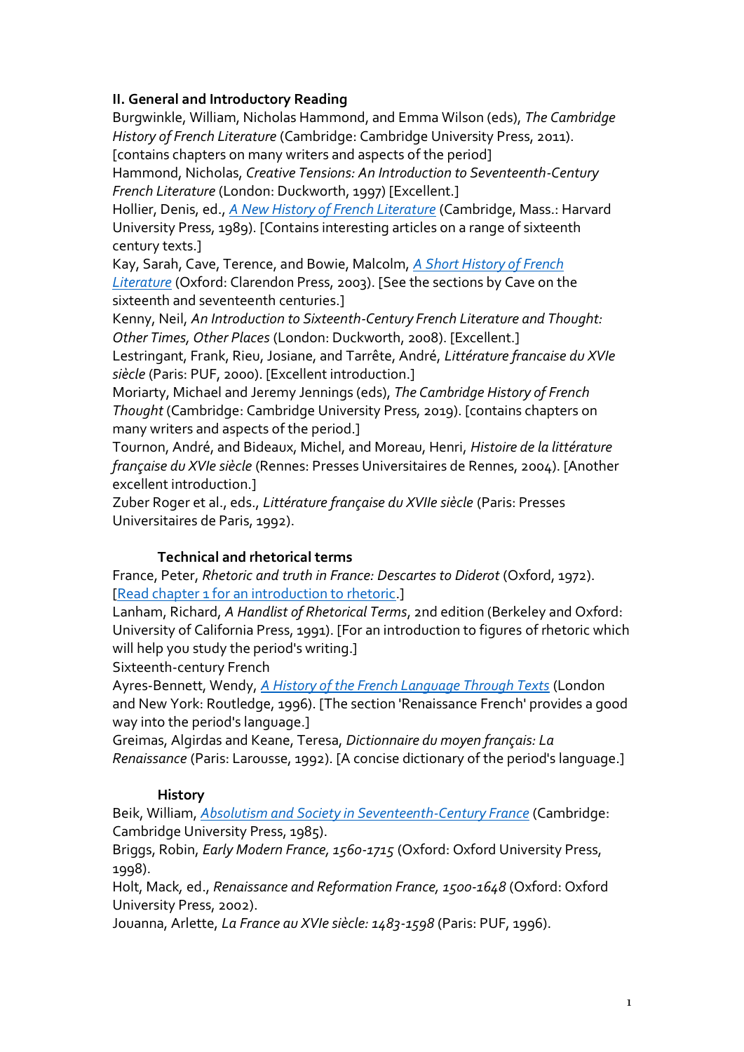## II. General and Introductory Reading

Burgwinkle, William, Nicholas Hammond, and Emma Wilson (eds), *The Cambridge History of French Literature* (Cambridge: Cambridge University Press, 2011). [contains chapters on many writers and aspects of the period]

Hammond, Nicholas, *Creative Tensions: An Introduction to Seventeenth-Century French Literature* (London: Duckworth, 1997) [Excellent.]

Hollier, Denis, ed., *A New History of French Literature* (Cambridge, Mass.: Harvard University Press, 1989). [Contains interesting articles on a range of sixteenth century texts.]

Kay, Sarah, Cave, Terence, and Bowie, Malcolm, *A Short History of French Literature* (Oxford: Clarendon Press, 2003). [See the sections by Cave on the sixteenth and seventeenth centuries.]

Kenny, Neil, *An Introduction to Sixteenth-Century French Literature and Thought: Other Times, Other Places* (London: Duckworth, 2008). [Excellent.]

Lestringant, Frank, Rieu, Josiane, and Tarrête, André, *Littérature francaise du XVIe siècle* (Paris: PUF, 2000). [Excellent introduction.]

Moriarty, Michael and Jeremy Jennings (eds), *The Cambridge History of French Thought* (Cambridge: Cambridge University Press, 2019). [contains chapters on many writers and aspects of the period.]

Tournon, André, and Bideaux, Michel, and Moreau, Henri, *Histoire de la littérature française du XVIe siècle* (Rennes: Presses Universitaires de Rennes, 2004). [Another excellent introduction.]

Zuber Roger et al., eds., *Littérature française du XVIIe siècle* (Paris: Presses Universitaires de Paris, 1992).

### Technical and rhetorical terms

France, Peter, *Rhetoric and truth in France: Descartes to Diderot* (Oxford, 1972). [Read chapter 1 for an introduction to rhetoric.]

Lanham, Richard, *A Handlist of Rhetorical Terms*, 2nd edition (Berkeley and Oxford: University of California Press, 1991). [For an introduction to figures of rhetoric which will help you study the period's writing.]

Sixteenth-century French

Ayres-Bennett, Wendy, *A History of the French Language Through Texts* (London and New York: Routledge, 1996). [The section 'Renaissance French' provides a good way into the period's language.]

Greimas, Algirdas and Keane, Teresa, *Dictionnaire du moyen français: La Renaissance* (Paris: Larousse, 1992). [A concise dictionary of the period's language.]

### History

Beik, William, *Absolutism and Society in Seventeenth-Century France* (Cambridge: Cambridge University Press, 1985).

Briggs, Robin, *Early Modern France, 1560-1715* (Oxford: Oxford University Press, 1998).

Holt, Mack, ed., *Renaissance and Reformation France, 1500-1648* (Oxford: Oxford University Press, 2002).

Jouanna, Arlette, *La France au XVIe siècle: 1483-1598* (Paris: PUF, 1996).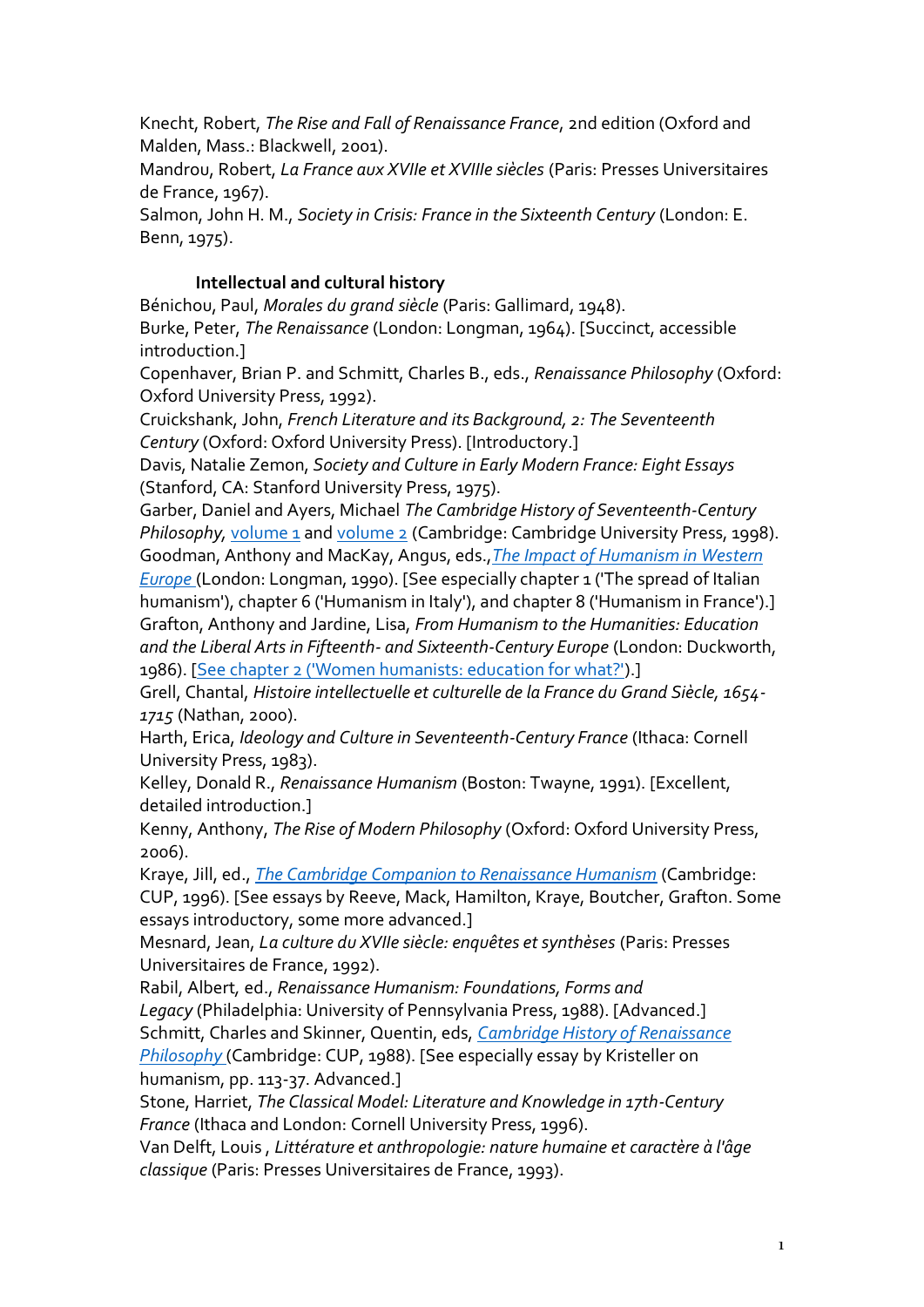Knecht, Robert, *The Rise and Fall of Renaissance France*, 2nd edition (Oxford and Malden, Mass.: Blackwell, 2001).
Mandrou, Robert, *La France aux XVIIe et XVIIIe siècles* (Paris: Presses Universitaires de France, 1967).
Salmon, John H. M., *Society in Crisis: France in the Sixteenth Century* (London: E. Benn, 1975).

### Intellectual and cultural history

Bénichou, Paul, *Morales du grand siècle* (Paris: Gallimard, 1948).
Burke, Peter, *The Renaissance* (London: Longman, 1964). [Succinct, accessible introduction.]
Copenhaver, Brian P. and Schmitt, Charles B., eds., *Renaissance Philosophy* (Oxford: Oxford University Press, 1992).
Cruickshank, John, *French Literature and its Background, 2: The Seventeenth Century* (Oxford: Oxford University Press). [Introductory.]
Davis, Natalie Zemon, *Society and Culture in Early Modern France: Eight Essays* (Stanford, CA: Stanford University Press, 1975).
Garber, Daniel and Ayers, Michael *The Cambridge History of Seventeenth-Century Philosophy*, volume 1 and volume 2 (Cambridge: Cambridge University Press, 1998).
Goodman, Anthony and MacKay, Angus, eds.,*The Impact of Humanism in Western Europe* (London: Longman, 1990). [See especially chapter 1 ('The spread of Italian humanism'), chapter 6 ('Humanism in Italy'), and chapter 8 ('Humanism in France').]
Grafton, Anthony and Jardine, Lisa, *From Humanism to the Humanities: Education and the Liberal Arts in Fifteenth- and Sixteenth-Century Europe* (London: Duckworth, 1986). [See chapter 2 ('Women humanists: education for what?').]
Grell, Chantal, *Histoire intellectuelle et culturelle de la France du Grand Siècle, 1654-1715* (Nathan, 2000).
Harth, Erica, *Ideology and Culture in Seventeenth-Century France* (Ithaca: Cornell University Press, 1983).
Kelley, Donald R., *Renaissance Humanism* (Boston: Twayne, 1991). [Excellent, detailed introduction.]
Kenny, Anthony, *The Rise of Modern Philosophy* (Oxford: Oxford University Press, 2006).
Kraye, Jill, ed., *The Cambridge Companion to Renaissance Humanism* (Cambridge: CUP, 1996). [See essays by Reeve, Mack, Hamilton, Kraye, Boutcher, Grafton. Some essays introductory, some more advanced.]
Mesnard, Jean, *La culture du XVIIe siècle: enquêtes et synthèses* (Paris: Presses Universitaires de France, 1992).
Rabil, Albert, ed., *Renaissance Humanism: Foundations, Forms and Legacy* (Philadelphia: University of Pennsylvania Press, 1988). [Advanced.]
Schmitt, Charles and Skinner, Quentin, eds, *Cambridge History of Renaissance Philosophy* (Cambridge: CUP, 1988). [See especially essay by Kristeller on humanism, pp. 113-37. Advanced.]
Stone, Harriet, *The Classical Model: Literature and Knowledge in 17th-Century France* (Ithaca and London: Cornell University Press, 1996).
Van Delft, Louis , *Littérature et anthropologie: nature humaine et caractère à l'âge classique* (Paris: Presses Universitaires de France, 1993).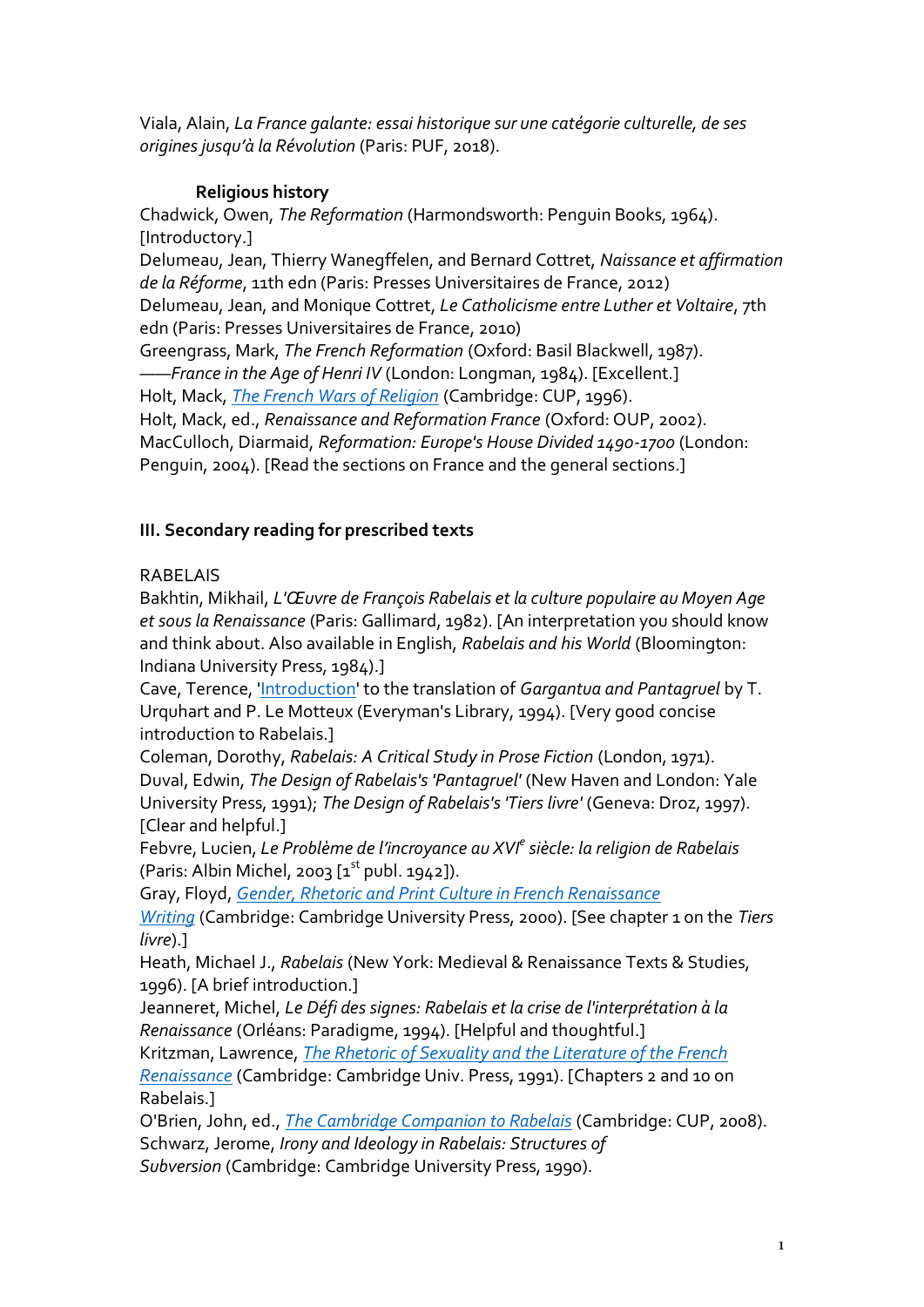Viala, Alain, *La France galante: essai historique sur une catégorie culturelle, de ses origines jusqu'à la Révolution* (Paris: PUF, 2018).

**Religious history**

Chadwick, Owen, *The Reformation* (Harmondsworth: Penguin Books, 1964). [Introductory.]
Delumeau, Jean, Thierry Wanegffelen, and Bernard Cottret, *Naissance et affirmation de la Réforme*, 11th edn (Paris: Presses Universitaires de France, 2012)
Delumeau, Jean, and Monique Cottret, *Le Catholicisme entre Luther et Voltaire*, 7th edn (Paris: Presses Universitaires de France, 2010)
Greengrass, Mark, *The French Reformation* (Oxford: Basil Blackwell, 1987).
——*France in the Age of Henri IV* (London: Longman, 1984). [Excellent.]
Holt, Mack, *The French Wars of Religion* (Cambridge: CUP, 1996).
Holt, Mack, ed., *Renaissance and Reformation France* (Oxford: OUP, 2002).
MacCulloch, Diarmaid, *Reformation: Europe's House Divided 1490-1700* (London: Penguin, 2004). [Read the sections on France and the general sections.]

### III. Secondary reading for prescribed texts

RABELAIS

Bakhtin, Mikhail, *L'Œuvre de François Rabelais et la culture populaire au Moyen Age et sous la Renaissance* (Paris: Gallimard, 1982). [An interpretation you should know and think about. Also available in English, *Rabelais and his World* (Bloomington: Indiana University Press, 1984).]
Cave, Terence, 'Introduction' to the translation of *Gargantua and Pantagruel* by T. Urquhart and P. Le Motteux (Everyman's Library, 1994). [Very good concise introduction to Rabelais.]
Coleman, Dorothy, *Rabelais: A Critical Study in Prose Fiction* (London, 1971).
Duval, Edwin, *The Design of Rabelais's 'Pantagruel'* (New Haven and London: Yale University Press, 1991); *The Design of Rabelais's 'Tiers livre'* (Geneva: Droz, 1997). [Clear and helpful.]
Febvre, Lucien, *Le Problème de l'incroyance au XVI*[e] *siècle: la religion de Rabelais* (Paris: Albin Michel, 2003 [1[st] publ. 1942]).
Gray, Floyd, *Gender, Rhetoric and Print Culture in French Renaissance Writing* (Cambridge: Cambridge University Press, 2000). [See chapter 1 on the *Tiers livre*).]
Heath, Michael J., *Rabelais* (New York: Medieval & Renaissance Texts & Studies, 1996). [A brief introduction.]
Jeanneret, Michel, *Le Défi des signes: Rabelais et la crise de l'interprétation à la Renaissance* (Orléans: Paradigme, 1994). [Helpful and thoughtful.]
Kritzman, Lawrence, *The Rhetoric of Sexuality and the Literature of the French Renaissance* (Cambridge: Cambridge Univ. Press, 1991). [Chapters 2 and 10 on Rabelais.]
O'Brien, John, ed., *The Cambridge Companion to Rabelais* (Cambridge: CUP, 2008).
Schwarz, Jerome, *Irony and Ideology in Rabelais: Structures of Subversion* (Cambridge: Cambridge University Press, 1990).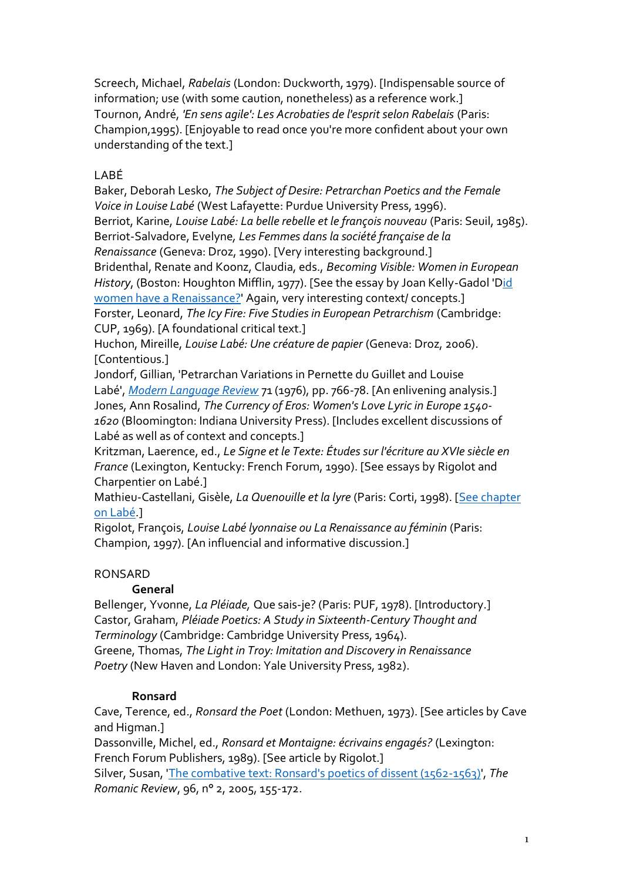Screech, Michael, *Rabelais* (London: Duckworth, 1979). [Indispensable source of information; use (with some caution, nonetheless) as a reference work.]
Tournon, André, *'En sens agile': Les Acrobaties de l'esprit selon Rabelais* (Paris: Champion,1995). [Enjoyable to read once you're more confident about your own understanding of the text.]

LABÉ

Baker, Deborah Lesko, *The Subject of Desire: Petrarchan Poetics and the Female Voice in Louise Labé* (West Lafayette: Purdue University Press, 1996).
Berriot, Karine, *Louise Labé: La belle rebelle et le françois nouveau* (Paris: Seuil, 1985).
Berriot-Salvadore, Evelyne, *Les Femmes dans la société française de la Renaissance* (Geneva: Droz, 1990). [Very interesting background.]
Bridenthal, Renate and Koonz, Claudia, eds., *Becoming Visible: Women in European History*, (Boston: Houghton Mifflin, 1977). [See the essay by Joan Kelly-Gadol 'Did women have a Renaissance?' Again, very interesting context/ concepts.]
Forster, Leonard, *The Icy Fire: Five Studies in European Petrarchism* (Cambridge: CUP, 1969). [A foundational critical text.]
Huchon, Mireille, *Louise Labé: Une créature de papier* (Geneva: Droz, 2006). [Contentious.]
Jondorf, Gillian, 'Petrarchan Variations in Pernette du Guillet and Louise Labé', *Modern Language Review* 71 (1976), pp. 766-78. [An enlivening analysis.]
Jones, Ann Rosalind, *The Currency of Eros: Women's Love Lyric in Europe 1540-1620* (Bloomington: Indiana University Press). [Includes excellent discussions of Labé as well as of context and concepts.]
Kritzman, Laerence, ed., *Le Signe et le Texte: Études sur l'écriture au XVIe siècle en France* (Lexington, Kentucky: French Forum, 1990). [See essays by Rigolot and Charpentier on Labé.]
Mathieu-Castellani, Gisèle, *La Quenouille et la lyre* (Paris: Corti, 1998). [See chapter on Labé.]
Rigolot, François, *Louise Labé lyonnaise ou La Renaissance au féminin* (Paris: Champion, 1997). [An influencial and informative discussion.]

RONSARD

**General**

Bellenger, Yvonne, *La Pléiade,* Que sais-je? (Paris: PUF, 1978). [Introductory.]
Castor, Graham, *Pléiade Poetics: A Study in Sixteenth-Century Thought and Terminology* (Cambridge: Cambridge University Press, 1964).
Greene, Thomas, *The Light in Troy: Imitation and Discovery in Renaissance Poetry* (New Haven and London: Yale University Press, 1982).

**Ronsard**

Cave, Terence, ed., *Ronsard the Poet* (London: Methuen, 1973). [See articles by Cave and Higman.]
Dassonville, Michel, ed., *Ronsard et Montaigne: écrivains engagés?* (Lexington: French Forum Publishers, 1989). [See article by Rigolot.]
Silver, Susan, 'The combative text: Ronsard's poetics of dissent (1562-1563)', *The Romanic Review*, 96, n° 2, 2005, 155-172.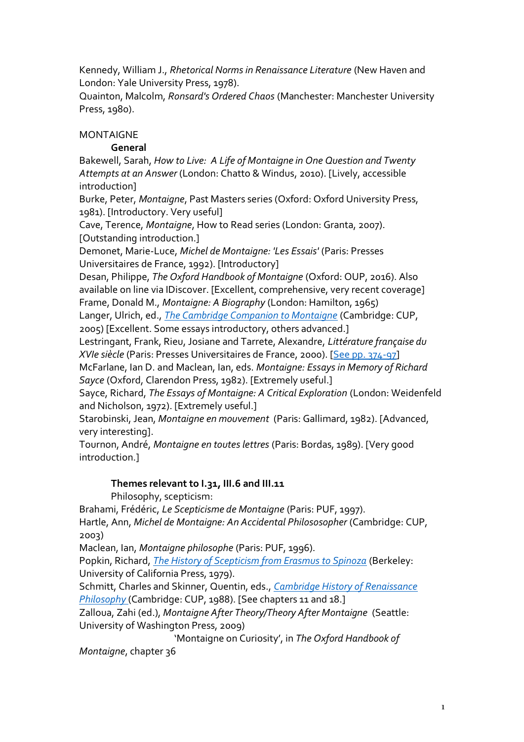Kennedy, William J., *Rhetorical Norms in Renaissance Literature* (New Haven and London: Yale University Press, 1978).
Quainton, Malcolm, *Ronsard's Ordered Chaos* (Manchester: Manchester University Press, 1980).

MONTAIGNE

**General**

Bakewell, Sarah, *How to Live: A Life of Montaigne in One Question and Twenty Attempts at an Answer* (London: Chatto & Windus, 2010). [Lively, accessible introduction]
Burke, Peter, *Montaigne*, Past Masters series (Oxford: Oxford University Press, 1981). [Introductory. Very useful]
Cave, Terence, *Montaigne*, How to Read series (London: Granta, 2007). [Outstanding introduction.]
Demonet, Marie-Luce, *Michel de Montaigne: 'Les Essais'* (Paris: Presses Universitaires de France, 1992). [Introductory]
Desan, Philippe, *The Oxford Handbook of Montaigne* (Oxford: OUP, 2016). Also available on line via IDiscover. [Excellent, comprehensive, very recent coverage]
Frame, Donald M., *Montaigne: A Biography* (London: Hamilton, 1965)
Langer, Ulrich, ed., *The Cambridge Companion to Montaigne* (Cambridge: CUP, 2005) [Excellent. Some essays introductory, others advanced.]
Lestringant, Frank, Rieu, Josiane and Tarrete, Alexandre, *Littérature française du XVIe siècle* (Paris: Presses Universitaires de France, 2000). [See pp. 374-97]
McFarlane, Ian D. and Maclean, Ian, eds. *Montaigne: Essays in Memory of Richard Sayce* (Oxford, Clarendon Press, 1982). [Extremely useful.]
Sayce, Richard, *The Essays of Montaigne: A Critical Exploration* (London: Weidenfeld and Nicholson, 1972). [Extremely useful.]
Starobinski, Jean, *Montaigne en mouvement* (Paris: Gallimard, 1982). [Advanced, very interesting].
Tournon, André, *Montaigne en toutes lettres* (Paris: Bordas, 1989). [Very good introduction.]

**Themes relevant to I.31, III.6 and III.11**

Philosophy, scepticism:

Brahami, Frédéric, *Le Scepticisme de Montaigne* (Paris: PUF, 1997).
Hartle, Ann, *Michel de Montaigne: An Accidental Philososopher* (Cambridge: CUP, 2003)
Maclean, Ian, *Montaigne philosophe* (Paris: PUF, 1996).
Popkin, Richard, *The History of Scepticism from Erasmus to Spinoza* (Berkeley: University of California Press, 1979).
Schmitt, Charles and Skinner, Quentin, eds., *Cambridge History of Renaissance Philosophy* (Cambridge: CUP, 1988). [See chapters 11 and 18.]
Zalloua, Zahi (ed.), *Montaigne After Theory/Theory After Montaigne* (Seattle: University of Washington Press, 2009)
'Montaigne on Curiosity', in *The Oxford Handbook of Montaigne*, chapter 36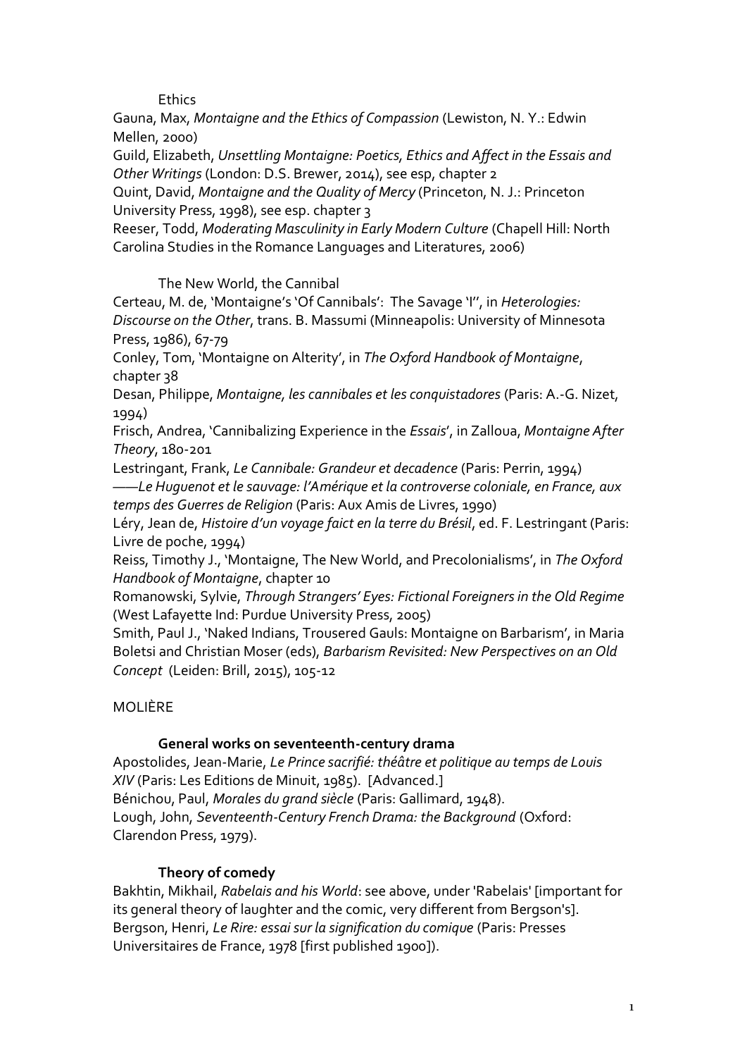### Ethics

Gauna, Max, *Montaigne and the Ethics of Compassion* (Lewiston, N. Y.: Edwin Mellen, 2000)

Guild, Elizabeth, *Unsettling Montaigne: Poetics, Ethics and Affect in the Essais and Other Writings* (London: D.S. Brewer, 2014), see esp, chapter 2

Quint, David, *Montaigne and the Quality of Mercy* (Princeton, N. J.: Princeton University Press, 1998), see esp. chapter 3

Reeser, Todd, *Moderating Masculinity in Early Modern Culture* (Chapell Hill: North Carolina Studies in the Romance Languages and Literatures, 2006)

### The New World, the Cannibal

Certeau, M. de, 'Montaigne's 'Of Cannibals': The Savage 'I'', in *Heterologies: Discourse on the Other*, trans. B. Massumi (Minneapolis: University of Minnesota Press, 1986), 67-79

Conley, Tom, 'Montaigne on Alterity', in *The Oxford Handbook of Montaigne*, chapter 38

Desan, Philippe, *Montaigne, les cannibales et les conquistadores* (Paris: A.-G. Nizet, 1994)

Frisch, Andrea, 'Cannibalizing Experience in the *Essais*', in Zalloua, *Montaigne After Theory*, 180-201

Lestringant, Frank, *Le Cannibale: Grandeur et decadence* (Paris: Perrin, 1994)

——*Le Huguenot et le sauvage: l'Amérique et la controverse coloniale, en France, aux temps des Guerres de Religion* (Paris: Aux Amis de Livres, 1990)

Léry, Jean de, *Histoire d'un voyage faict en la terre du Brésil*, ed. F. Lestringant (Paris: Livre de poche, 1994)

Reiss, Timothy J., 'Montaigne, The New World, and Precolonialisms', in *The Oxford Handbook of Montaigne*, chapter 10

Romanowski, Sylvie, *Through Strangers' Eyes: Fictional Foreigners in the Old Regime* (West Lafayette Ind: Purdue University Press, 2005)

Smith, Paul J., 'Naked Indians, Trousered Gauls: Montaigne on Barbarism', in Maria Boletsi and Christian Moser (eds), *Barbarism Revisited: New Perspectives on an Old Concept* (Leiden: Brill, 2015), 105-12

## MOLIÈRE

### General works on seventeenth-century drama

Apostolides, Jean-Marie, *Le Prince sacrifié: théâtre et politique au temps de Louis XIV* (Paris: Les Editions de Minuit, 1985). [Advanced.]

Bénichou, Paul, *Morales du grand siècle* (Paris: Gallimard, 1948).

Lough, John, *Seventeenth-Century French Drama: the Background* (Oxford: Clarendon Press, 1979).

### Theory of comedy

Bakhtin, Mikhail, *Rabelais and his World*: see above, under 'Rabelais' [important for its general theory of laughter and the comic, very different from Bergson's].

Bergson, Henri, *Le Rire: essai sur la signification du comique* (Paris: Presses Universitaires de France, 1978 [first published 1900]).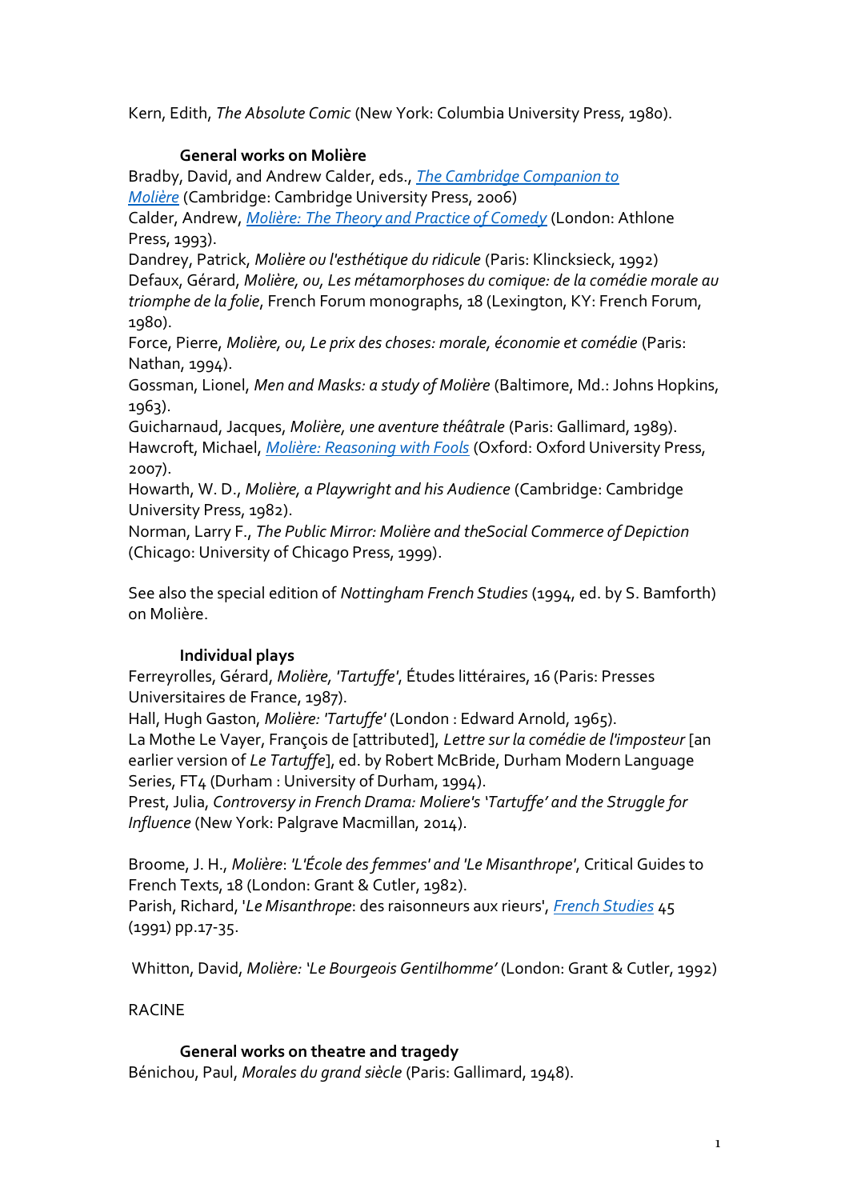Kern, Edith, *The Absolute Comic* (New York: Columbia University Press, 1980).

### General works on Molière

Bradby, David, and Andrew Calder, eds., *[The Cambridge Companion to Molière]()* (Cambridge: Cambridge University Press, 2006)
Calder, Andrew, *[Molière: The Theory and Practice of Comedy]()* (London: Athlone Press, 1993).
Dandrey, Patrick, *Molière ou l'esthétique du ridicule* (Paris: Klincksieck, 1992)
Defaux, Gérard, *Molière, ou, Les métamorphoses du comique: de la comédie morale au triomphe de la folie*, French Forum monographs, 18 (Lexington, KY: French Forum, 1980).
Force, Pierre, *Molière, ou, Le prix des choses: morale, économie et comédie* (Paris: Nathan, 1994).
Gossman, Lionel, *Men and Masks: a study of Molière* (Baltimore, Md.: Johns Hopkins, 1963).
Guicharnaud, Jacques, *Molière, une aventure théâtrale* (Paris: Gallimard, 1989).
Hawcroft, Michael, *[Molière: Reasoning with Fools]()* (Oxford: Oxford University Press, 2007).
Howarth, W. D., *Molière, a Playwright and his Audience* (Cambridge: Cambridge University Press, 1982).
Norman, Larry F., *The Public Mirror: Molière and theSocial Commerce of Depiction* (Chicago: University of Chicago Press, 1999).

See also the special edition of *Nottingham French Studies* (1994, ed. by S. Bamforth) on Molière.

### Individual plays

Ferreyrolles, Gérard, *Molière, 'Tartuffe'*, Études littéraires, 16 (Paris: Presses Universitaires de France, 1987).
Hall, Hugh Gaston, *Molière: 'Tartuffe'* (London : Edward Arnold, 1965).
La Mothe Le Vayer, François de [attributed], *Lettre sur la comédie de l'imposteur* [an earlier version of *Le Tartuffe*], ed. by Robert McBride, Durham Modern Language Series, FT4 (Durham : University of Durham, 1994).
Prest, Julia, *Controversy in French Drama: Moliere's 'Tartuffe' and the Struggle for Influence* (New York: Palgrave Macmillan, 2014).

Broome, J. H., *Molière: 'L'École des femmes' and 'Le Misanthrope'*, Critical Guides to French Texts, 18 (London: Grant & Cutler, 1982).
Parish, Richard, '*Le Misanthrope*: des raisonneurs aux rieurs', *[French Studies]()* 45 (1991) pp.17-35.

Whitton, David, *Molière: 'Le Bourgeois Gentilhomme'* (London: Grant & Cutler, 1992)

RACINE

### General works on theatre and tragedy

Bénichou, Paul, *Morales du grand siècle* (Paris: Gallimard, 1948).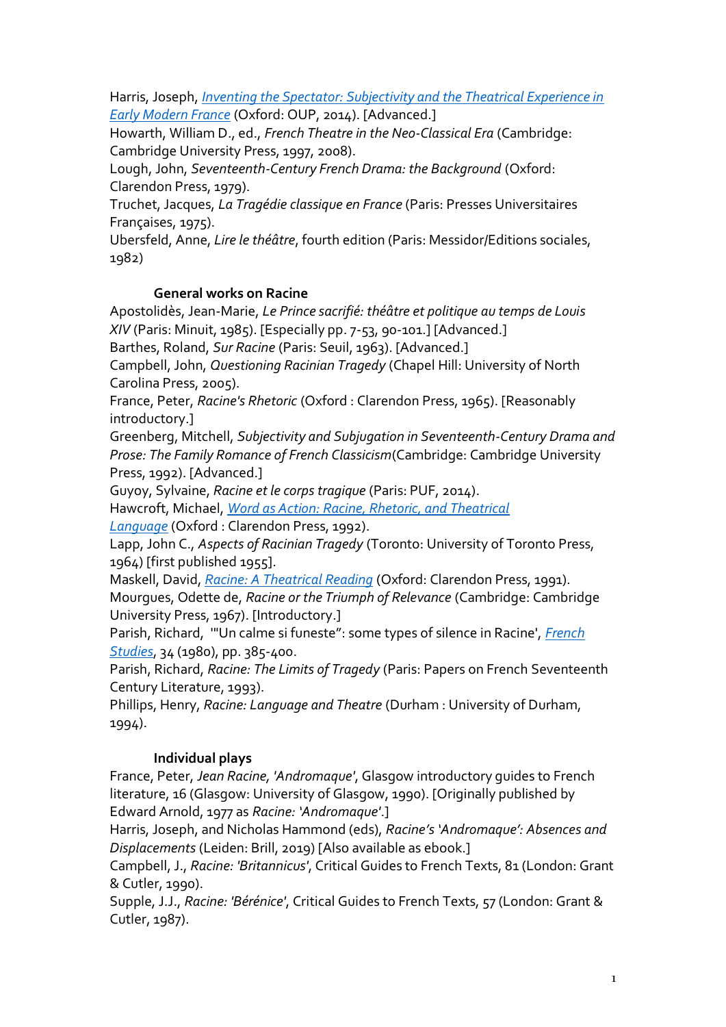Harris, Joseph, *Inventing the Spectator: Subjectivity and the Theatrical Experience in Early Modern France* (Oxford: OUP, 2014). [Advanced.]
Howarth, William D., ed., *French Theatre in the Neo-Classical Era* (Cambridge: Cambridge University Press, 1997, 2008).
Lough, John, *Seventeenth-Century French Drama: the Background* (Oxford: Clarendon Press, 1979).
Truchet, Jacques, *La Tragédie classique en France* (Paris: Presses Universitaires Françaises, 1975).
Ubersfeld, Anne, *Lire le théâtre*, fourth edition (Paris: Messidor/Editions sociales, 1982)

### General works on Racine

Apostolidès, Jean-Marie, *Le Prince sacrifié: théâtre et politique au temps de Louis XIV* (Paris: Minuit, 1985). [Especially pp. 7-53, 90-101.] [Advanced.]
Barthes, Roland, *Sur Racine* (Paris: Seuil, 1963). [Advanced.]
Campbell, John, *Questioning Racinian Tragedy* (Chapel Hill: University of North Carolina Press, 2005).
France, Peter, *Racine's Rhetoric* (Oxford : Clarendon Press, 1965). [Reasonably introductory.]
Greenberg, Mitchell, *Subjectivity and Subjugation in Seventeenth-Century Drama and Prose: The Family Romance of French Classicism*(Cambridge: Cambridge University Press, 1992). [Advanced.]
Guyoy, Sylvaine, *Racine et le corps tragique* (Paris: PUF, 2014).
Hawcroft, Michael, *Word as Action: Racine, Rhetoric, and Theatrical Language* (Oxford : Clarendon Press, 1992).
Lapp, John C., *Aspects of Racinian Tragedy* (Toronto: University of Toronto Press, 1964) [first published 1955].
Maskell, David, *Racine: A Theatrical Reading* (Oxford: Clarendon Press, 1991).
Mourgues, Odette de, *Racine or the Triumph of Relevance* (Cambridge: Cambridge University Press, 1967). [Introductory.]
Parish, Richard, '"Un calme si funeste": some types of silence in Racine', *French Studies*, 34 (1980), pp. 385-400.
Parish, Richard, *Racine: The Limits of Tragedy* (Paris: Papers on French Seventeenth Century Literature, 1993).
Phillips, Henry, *Racine: Language and Theatre* (Durham : University of Durham, 1994).

### Individual plays

France, Peter, *Jean Racine, 'Andromaque'*, Glasgow introductory guides to French literature, 16 (Glasgow: University of Glasgow, 1990). [Originally published by Edward Arnold, 1977 as *Racine: 'Andromaque'*.]
Harris, Joseph, and Nicholas Hammond (eds), *Racine's 'Andromaque': Absences and Displacements* (Leiden: Brill, 2019) [Also available as ebook.]
Campbell, J., *Racine: 'Britannicus'*, Critical Guides to French Texts, 81 (London: Grant & Cutler, 1990).
Supple, J.J., *Racine: 'Bérénice'*, Critical Guides to French Texts, 57 (London: Grant & Cutler, 1987).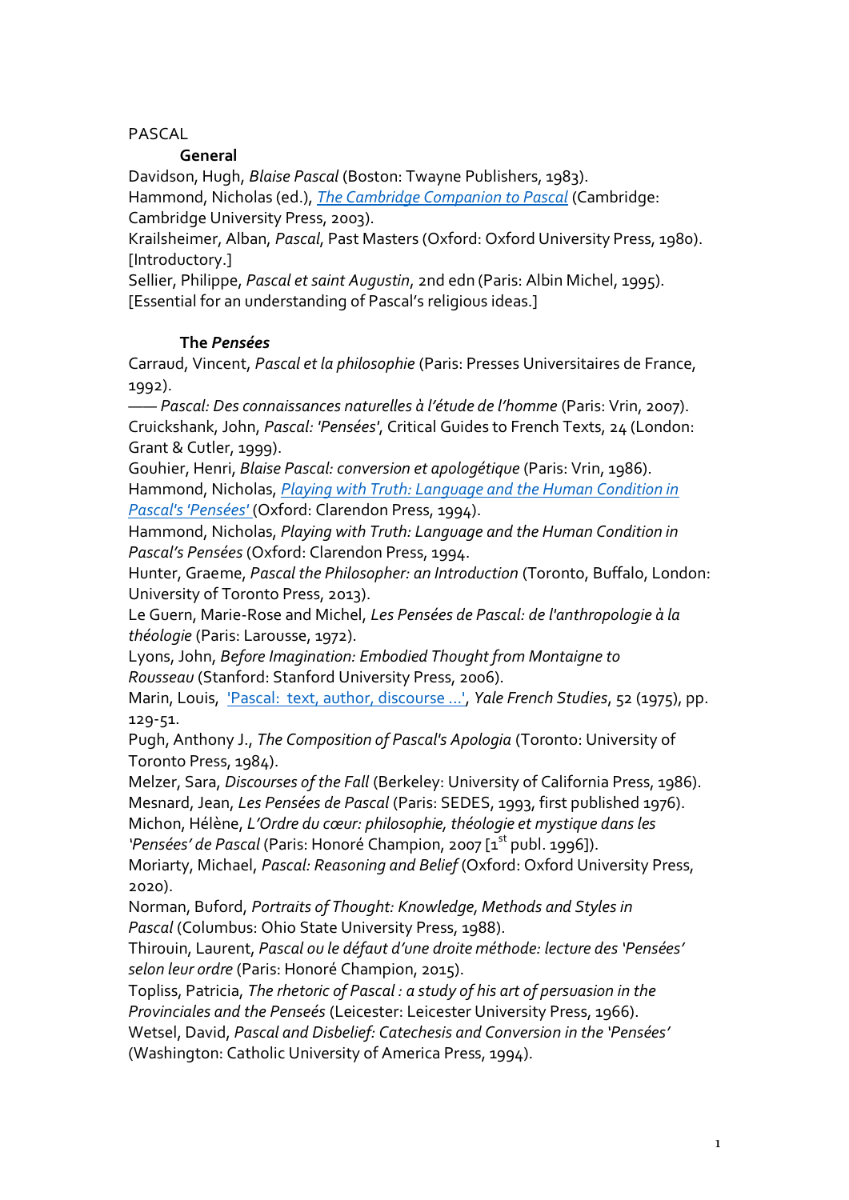PASCAL

### General

Davidson, Hugh, *Blaise Pascal* (Boston: Twayne Publishers, 1983).

Hammond, Nicholas (ed.), *The Cambridge Companion to Pascal* (Cambridge: Cambridge University Press, 2003).

Krailsheimer, Alban, *Pascal*, Past Masters (Oxford: Oxford University Press, 1980). [Introductory.]

Sellier, Philippe, *Pascal et saint Augustin*, 2nd edn (Paris: Albin Michel, 1995). [Essential for an understanding of Pascal's religious ideas.]

### The *Pensées*

Carraud, Vincent, *Pascal et la philosophie* (Paris: Presses Universitaires de France, 1992).

—— *Pascal: Des connaissances naturelles à l'étude de l'homme* (Paris: Vrin, 2007).

Cruickshank, John, *Pascal: 'Pensées'*, Critical Guides to French Texts, 24 (London: Grant & Cutler, 1999).

Gouhier, Henri, *Blaise Pascal: conversion et apologétique* (Paris: Vrin, 1986).

Hammond, Nicholas, *Playing with Truth: Language and the Human Condition in Pascal's 'Pensées'* (Oxford: Clarendon Press, 1994).

Hammond, Nicholas, *Playing with Truth: Language and the Human Condition in Pascal's Pensées* (Oxford: Clarendon Press, 1994.

Hunter, Graeme, *Pascal the Philosopher: an Introduction* (Toronto, Buffalo, London: University of Toronto Press, 2013).

Le Guern, Marie-Rose and Michel, *Les Pensées de Pascal: de l'anthropologie à la théologie* (Paris: Larousse, 1972).

Lyons, John, *Before Imagination: Embodied Thought from Montaigne to Rousseau* (Stanford: Stanford University Press, 2006).

Marin, Louis, 'Pascal: text, author, discourse ...', *Yale French Studies*, 52 (1975), pp. 129-51.

Pugh, Anthony J., *The Composition of Pascal's Apologia* (Toronto: University of Toronto Press, 1984).

Melzer, Sara, *Discourses of the Fall* (Berkeley: University of California Press, 1986).

Mesnard, Jean, *Les Pensées de Pascal* (Paris: SEDES, 1993, first published 1976).

Michon, Hélène, *L'Ordre du cœur: philosophie, théologie et mystique dans les 'Pensées' de Pascal* (Paris: Honoré Champion, 2007 [1st publ. 1996]).

Moriarty, Michael, *Pascal: Reasoning and Belief* (Oxford: Oxford University Press, 2020).

Norman, Buford, *Portraits of Thought: Knowledge, Methods and Styles in Pascal* (Columbus: Ohio State University Press, 1988).

Thirouin, Laurent, *Pascal ou le défaut d'une droite méthode: lecture des 'Pensées' selon leur ordre* (Paris: Honoré Champion, 2015).

Topliss, Patricia, *The rhetoric of Pascal : a study of his art of persuasion in the Provinciales and the Penseés* (Leicester: Leicester University Press, 1966).

Wetsel, David, *Pascal and Disbelief: Catechesis and Conversion in the 'Pensées'* (Washington: Catholic University of America Press, 1994).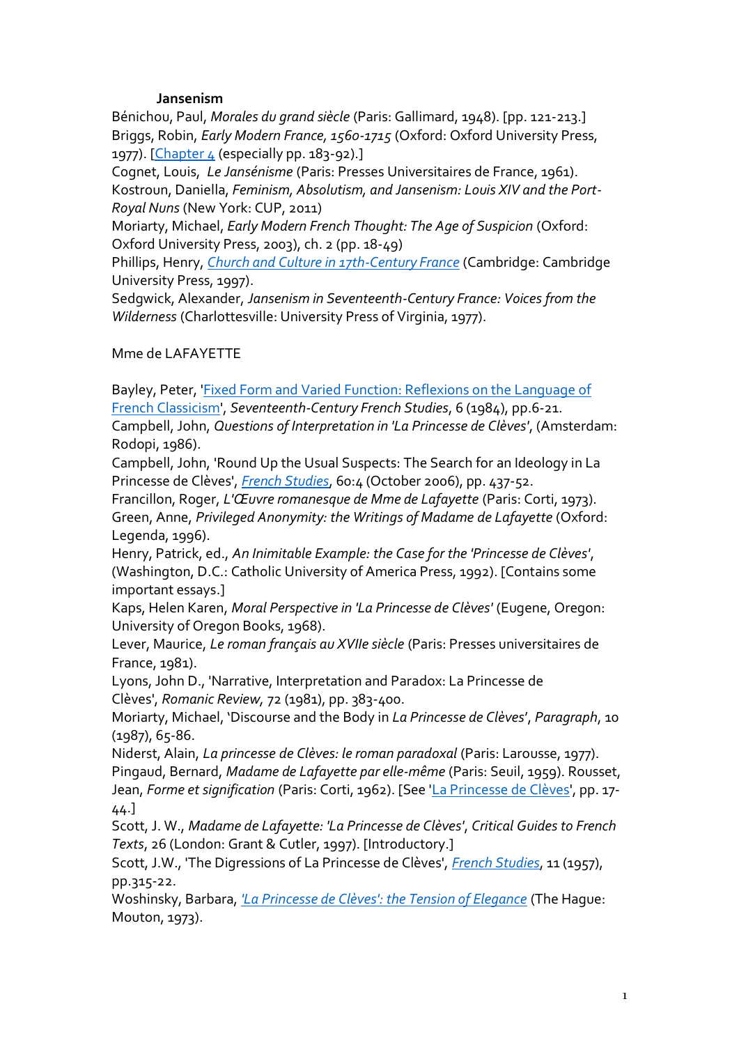**Jansenism**

Bénichou, Paul, *Morales du grand siècle* (Paris: Gallimard, 1948). [pp. 121-213.]
Briggs, Robin, *Early Modern France, 1560-1715* (Oxford: Oxford University Press, 1977). [Chapter 4 (especially pp. 183-92).]
Cognet, Louis, *Le Jansénisme* (Paris: Presses Universitaires de France, 1961).
Kostroun, Daniella, *Feminism, Absolutism, and Jansenism: Louis XIV and the Port-Royal Nuns* (New York: CUP, 2011)
Moriarty, Michael, *Early Modern French Thought: The Age of Suspicion* (Oxford: Oxford University Press, 2003), ch. 2 (pp. 18-49)
Phillips, Henry, *Church and Culture in 17th-Century France* (Cambridge: Cambridge University Press, 1997).
Sedgwick, Alexander, *Jansenism in Seventeenth-Century France: Voices from the Wilderness* (Charlottesville: University Press of Virginia, 1977).

Mme de LAFAYETTE

Bayley, Peter, 'Fixed Form and Varied Function: Reflexions on the Language of French Classicism', *Seventeenth-Century French Studies*, 6 (1984), pp.6-21.
Campbell, John, *Questions of Interpretation in 'La Princesse de Clèves'*, (Amsterdam: Rodopi, 1986).
Campbell, John, 'Round Up the Usual Suspects: The Search for an Ideology in La Princesse de Clèves', *French Studies*, 60:4 (October 2006), pp. 437-52.
Francillon, Roger, *L'Œuvre romanesque de Mme de Lafayette* (Paris: Corti, 1973).
Green, Anne, *Privileged Anonymity: the Writings of Madame de Lafayette* (Oxford: Legenda, 1996).
Henry, Patrick, ed., *An Inimitable Example: the Case for the 'Princesse de Clèves'*, (Washington, D.C.: Catholic University of America Press, 1992). [Contains some important essays.]
Kaps, Helen Karen, *Moral Perspective in 'La Princesse de Clèves'* (Eugene, Oregon: University of Oregon Books, 1968).
Lever, Maurice, *Le roman français au XVIIe siècle* (Paris: Presses universitaires de France, 1981).
Lyons, John D., 'Narrative, Interpretation and Paradox: La Princesse de Clèves', *Romanic Review*, 72 (1981), pp. 383-400.
Moriarty, Michael, 'Discourse and the Body in *La Princesse de Clèves*', *Paragraph*, 10 (1987), 65-86.
Niderst, Alain, *La princesse de Clèves: le roman paradoxal* (Paris: Larousse, 1977).
Pingaud, Bernard, *Madame de Lafayette par elle-même* (Paris: Seuil, 1959). Rousset, Jean, *Forme et signification* (Paris: Corti, 1962). [See 'La Princesse de Clèves', pp. 17-44.]
Scott, J. W., *Madame de Lafayette: 'La Princesse de Clèves'*, *Critical Guides to French Texts*, 26 (London: Grant & Cutler, 1997). [Introductory.]
Scott, J.W., 'The Digressions of La Princesse de Clèves', *French Studies*, 11 (1957), pp.315-22.
Woshinsky, Barbara, *'La Princesse de Clèves': the Tension of Elegance* (The Hague: Mouton, 1973).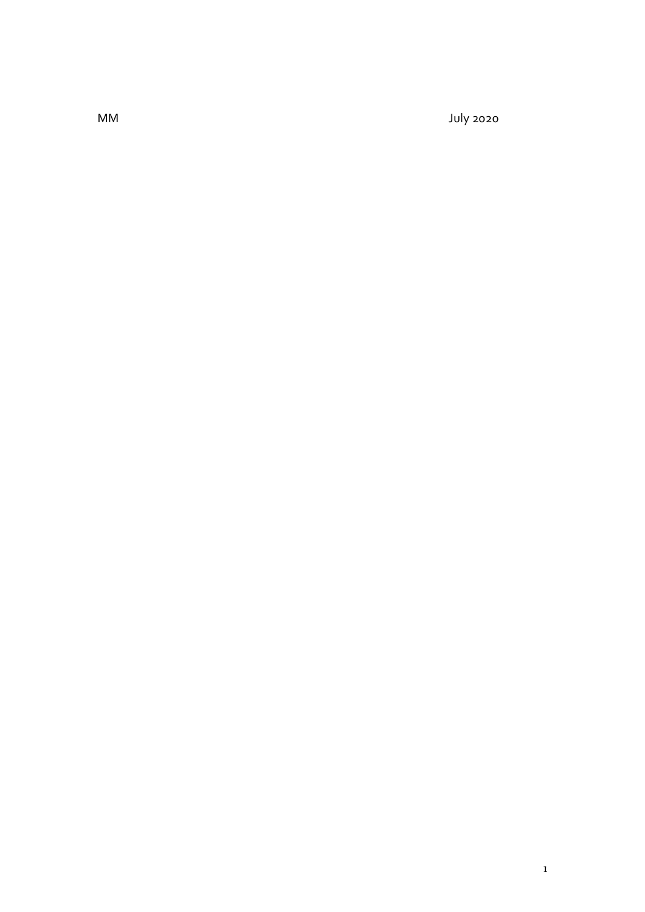MM July 2020